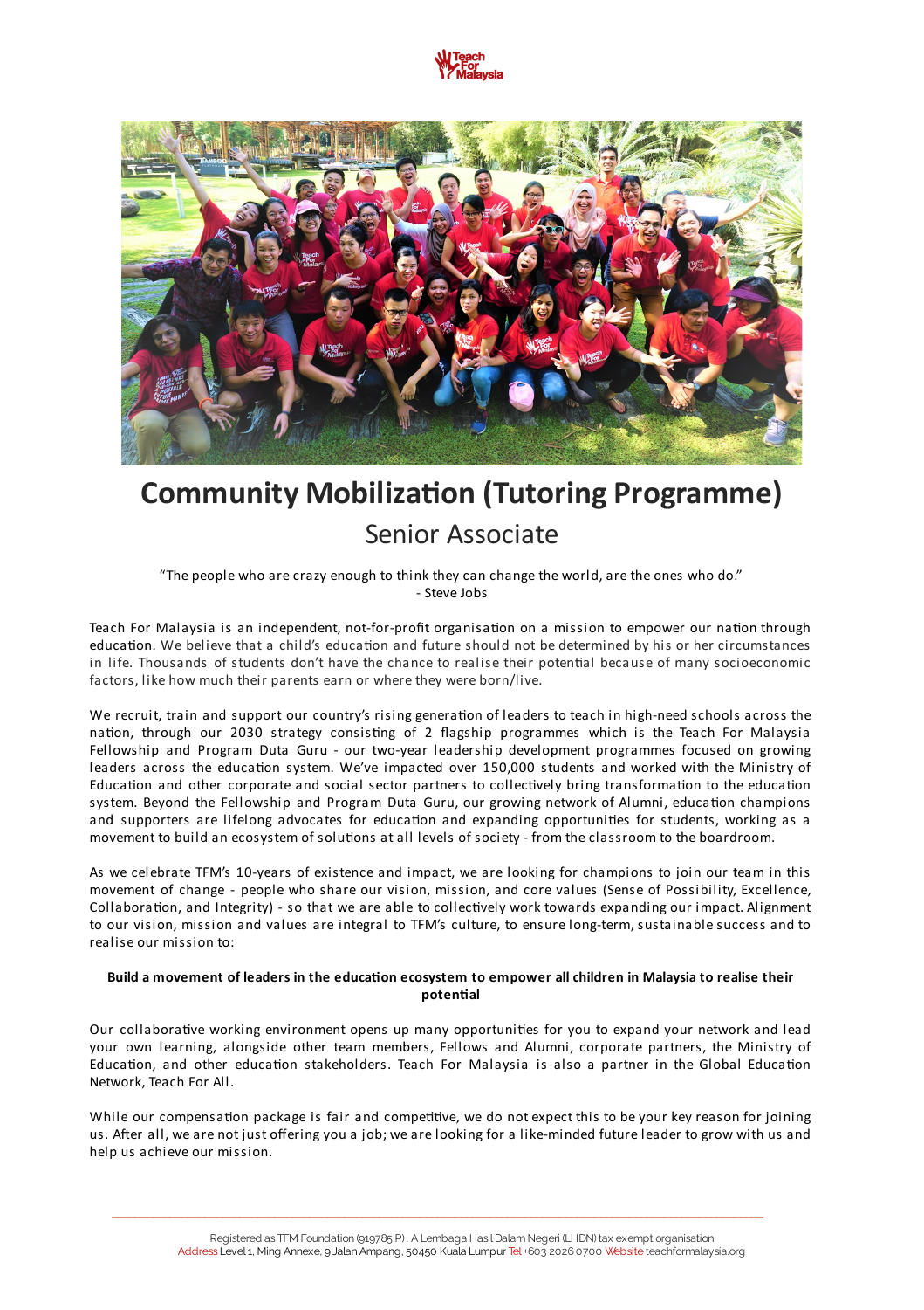# Community Mobilization (Tutoring Programme)

## Senior Associate

"The people who are crazy enough to think they can change the world, are the ones who do."
- Steve Jobs

Teach For Malaysia is an independent, not-for-profit organisation on a mission to empower our nation through education. We believe that a child's education and future should not be determined by his or her circumstances in life. Thousands of students don't have the chance to realise their potential because of many socioeconomic factors, like how much their parents earn or where they were born/live.

We recruit, train and support our country's rising generation of leaders to teach in high-need schools across the nation, through our 2030 strategy consisting of 2 flagship programmes which is the Teach For Malaysia Fellowship and Program Duta Guru - our two-year leadership development programmes focused on growing leaders across the education system. We've impacted over 150,000 students and worked with the Ministry of Education and other corporate and social sector partners to collectively bring transformation to the education system. Beyond the Fellowship and Program Duta Guru, our growing network of Alumni, education champions and supporters are lifelong advocates for education and expanding opportunities for students, working as a movement to build an ecosystem of solutions at all levels of society - from the classroom to the boardroom.

As we celebrate TFM's 10-years of existence and impact, we are looking for champions to join our team in this movement of change - people who share our vision, mission, and core values (Sense of Possibility, Excellence, Collaboration, and Integrity) - so that we are able to collectively work towards expanding our impact. Alignment to our vision, mission and values are integral to TFM's culture, to ensure long-term, sustainable success and to realise our mission to:

**Build a movement of leaders in the education ecosystem to empower all children in Malaysia to realise their potential**

Our collaborative working environment opens up many opportunities for you to expand your network and lead your own learning, alongside other team members, Fellows and Alumni, corporate partners, the Ministry of Education, and other education stakeholders. Teach For Malaysia is also a partner in the Global Education Network, Teach For All.

While our compensation package is fair and competitive, we do not expect this to be your key reason for joining us. After all, we are not just offering you a job; we are looking for a like-minded future leader to grow with us and help us achieve our mission.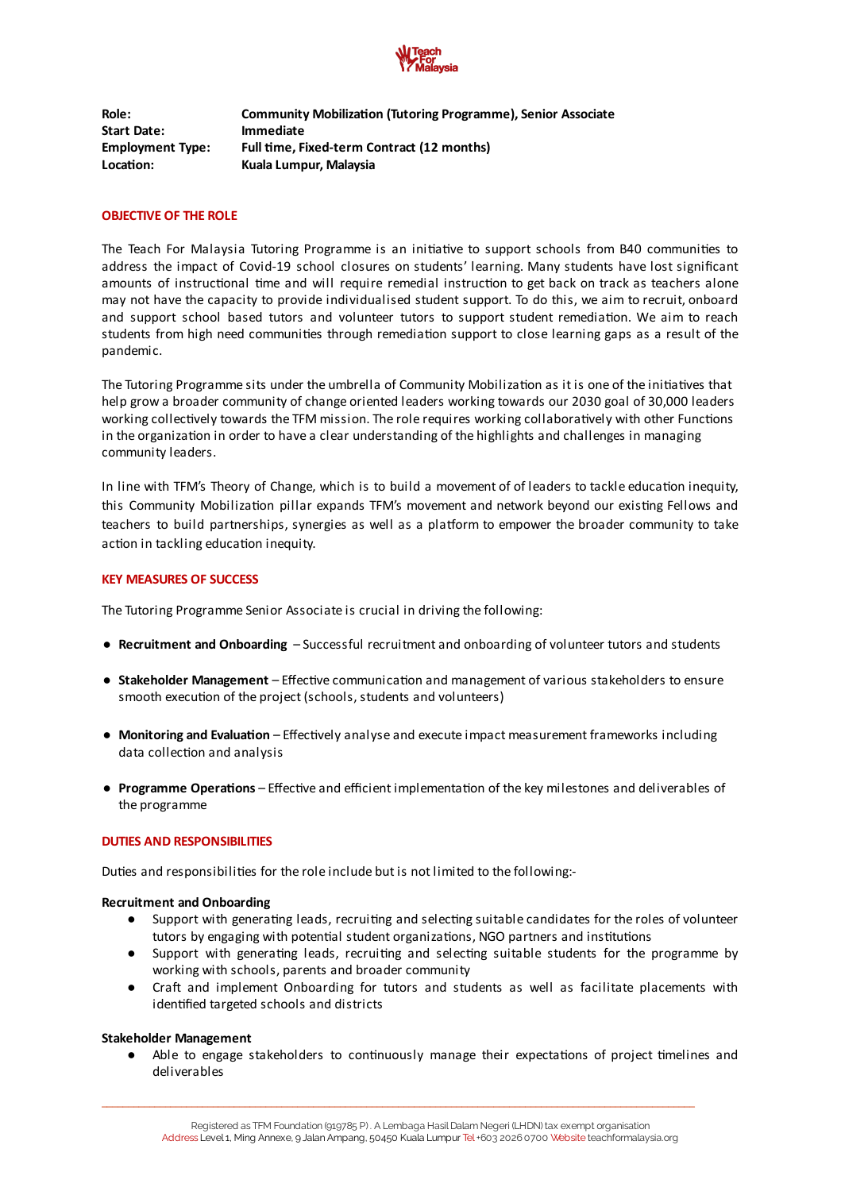| **Role:** | **Community Mobilization (Tutoring Programme), Senior Associate** |
|---|---|
| **Start Date:** | **Immediate** |
| **Employment Type:** | **Full time, Fixed-term Contract (12 months)** |
| **Location:** | **Kuala Lumpur, Malaysia** |

## OBJECTIVE OF THE ROLE

The Teach For Malaysia Tutoring Programme is an initiative to support schools from B40 communities to address the impact of Covid-19 school closures on students' learning. Many students have lost significant amounts of instructional time and will require remedial instruction to get back on track as teachers alone may not have the capacity to provide individualised student support. To do this, we aim to recruit, onboard and support school based tutors and volunteer tutors to support student remediation. We aim to reach students from high need communities through remediation support to close learning gaps as a result of the pandemic.

The Tutoring Programme sits under the umbrella of Community Mobilization as it is one of the initiatives that help grow a broader community of change oriented leaders working towards our 2030 goal of 30,000 leaders working collectively towards the TFM mission. The role requires working collaboratively with other Functions in the organization in order to have a clear understanding of the highlights and challenges in managing community leaders.

In line with TFM's Theory of Change, which is to build a movement of of leaders to tackle education inequity, this Community Mobilization pillar expands TFM's movement and network beyond our existing Fellows and teachers to build partnerships, synergies as well as a platform to empower the broader community to take action in tackling education inequity.

## KEY MEASURES OF SUCCESS

The Tutoring Programme Senior Associate is crucial in driving the following:

- **Recruitment and Onboarding** – Successful recruitment and onboarding of volunteer tutors and students
- **Stakeholder Management** – Effective communication and management of various stakeholders to ensure smooth execution of the project (schools, students and volunteers)
- **Monitoring and Evaluation** – Effectively analyse and execute impact measurement frameworks including data collection and analysis
- **Programme Operations** – Effective and efficient implementation of the key milestones and deliverables of the programme

## DUTIES AND RESPONSIBILITIES

Duties and responsibilities for the role include but is not limited to the following:-

**Recruitment and Onboarding**

- Support with generating leads, recruiting and selecting suitable candidates for the roles of volunteer tutors by engaging with potential student organizations, NGO partners and institutions
- Support with generating leads, recruiting and selecting suitable students for the programme by working with schools, parents and broader community
- Craft and implement Onboarding for tutors and students as well as facilitate placements with identified targeted schools and districts

**Stakeholder Management**

- Able to engage stakeholders to continuously manage their expectations of project timelines and deliverables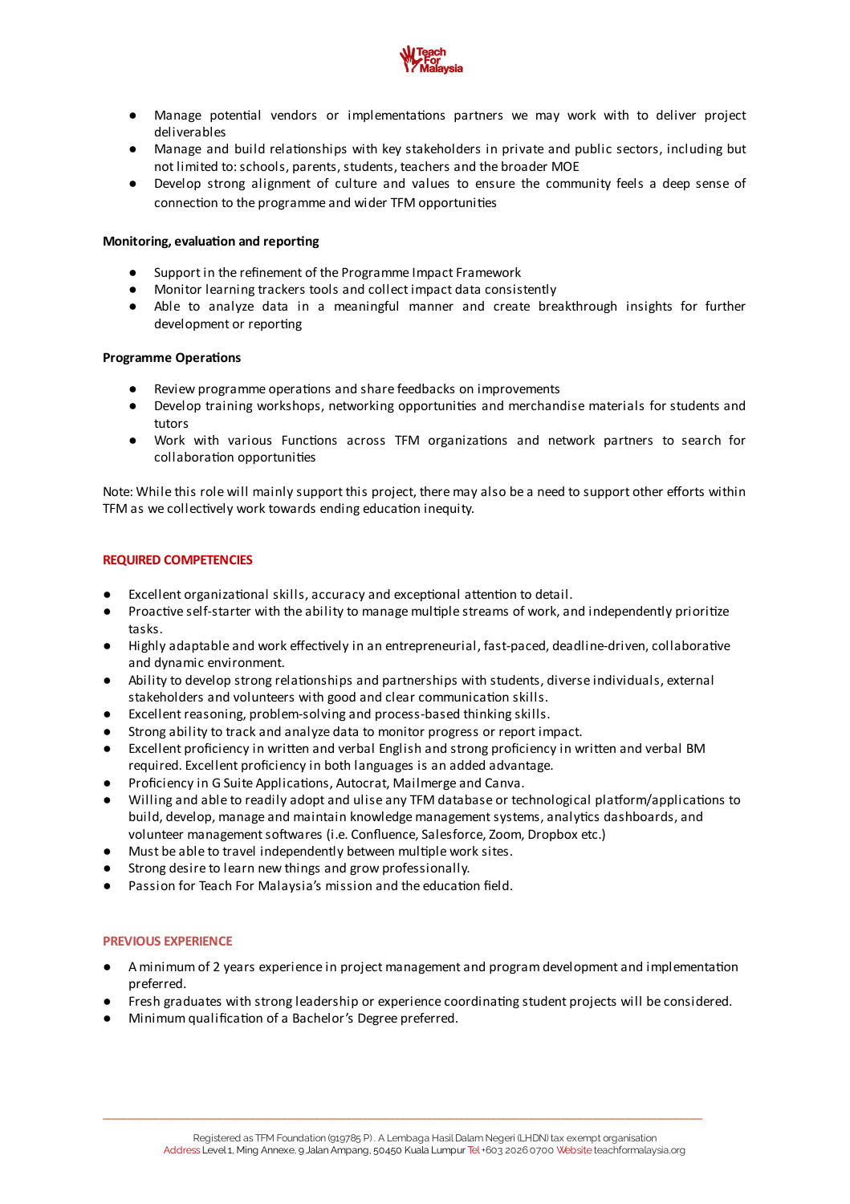- Manage potential vendors or implementations partners we may work with to deliver project deliverables
- Manage and build relationships with key stakeholders in private and public sectors, including but not limited to: schools, parents, students, teachers and the broader MOE
- Develop strong alignment of culture and values to ensure the community feels a deep sense of connection to the programme and wider TFM opportunities

**Monitoring, evaluation and reporting**

- Support in the refinement of the Programme Impact Framework
- Monitor learning trackers tools and collect impact data consistently
- Able to analyze data in a meaningful manner and create breakthrough insights for further development or reporting

**Programme Operations**

- Review programme operations and share feedbacks on improvements
- Develop training workshops, networking opportunities and merchandise materials for students and tutors
- Work with various Functions across TFM organizations and network partners to search for collaboration opportunities

Note: While this role will mainly support this project, there may also be a need to support other efforts within TFM as we collectively work towards ending education inequity.

## REQUIRED COMPETENCIES

- Excellent organizational skills, accuracy and exceptional attention to detail.
- Proactive self-starter with the ability to manage multiple streams of work, and independently prioritize tasks.
- Highly adaptable and work effectively in an entrepreneurial, fast-paced, deadline-driven, collaborative and dynamic environment.
- Ability to develop strong relationships and partnerships with students, diverse individuals, external stakeholders and volunteers with good and clear communication skills.
- Excellent reasoning, problem-solving and process-based thinking skills.
- Strong ability to track and analyze data to monitor progress or report impact.
- Excellent proficiency in written and verbal English and strong proficiency in written and verbal BM required. Excellent proficiency in both languages is an added advantage.
- Proficiency in G Suite Applications, Autocrat, Mailmerge and Canva.
- Willing and able to readily adopt and ulise any TFM database or technological platform/applications to build, develop, manage and maintain knowledge management systems, analytics dashboards, and volunteer management softwares (i.e. Confluence, Salesforce, Zoom, Dropbox etc.)
- Must be able to travel independently between multiple work sites.
- Strong desire to learn new things and grow professionally.
- Passion for Teach For Malaysia's mission and the education field.

## PREVIOUS EXPERIENCE

- A minimum of 2 years experience in project management and program development and implementation preferred.
- Fresh graduates with strong leadership or experience coordinating student projects will be considered.
- Minimum qualification of a Bachelor's Degree preferred.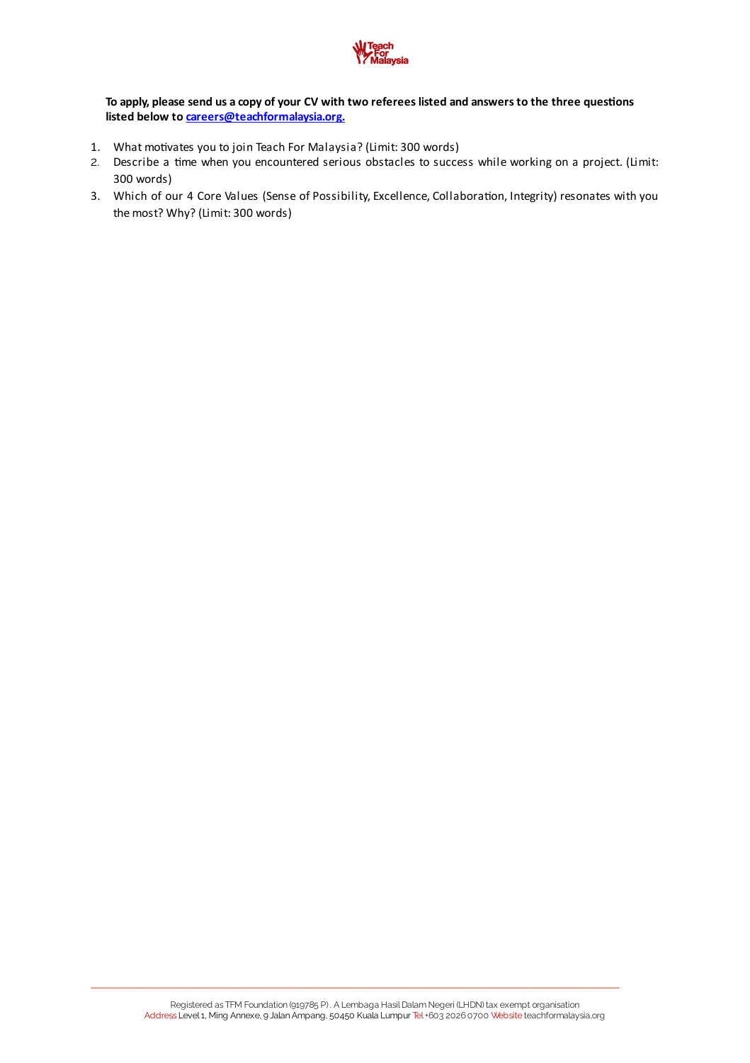**To apply, please send us a copy of your CV with two referees listed and answers to the three questions listed below to [careers@teachformalaysia.org.](mailto:careers@teachformalaysia.org)**

1. What motivates you to join Teach For Malaysia? (Limit: 300 words)
2. Describe a time when you encountered serious obstacles to success while working on a project. (Limit: 300 words)
3. Which of our 4 Core Values (Sense of Possibility, Excellence, Collaboration, Integrity) resonates with you the most? Why? (Limit: 300 words)